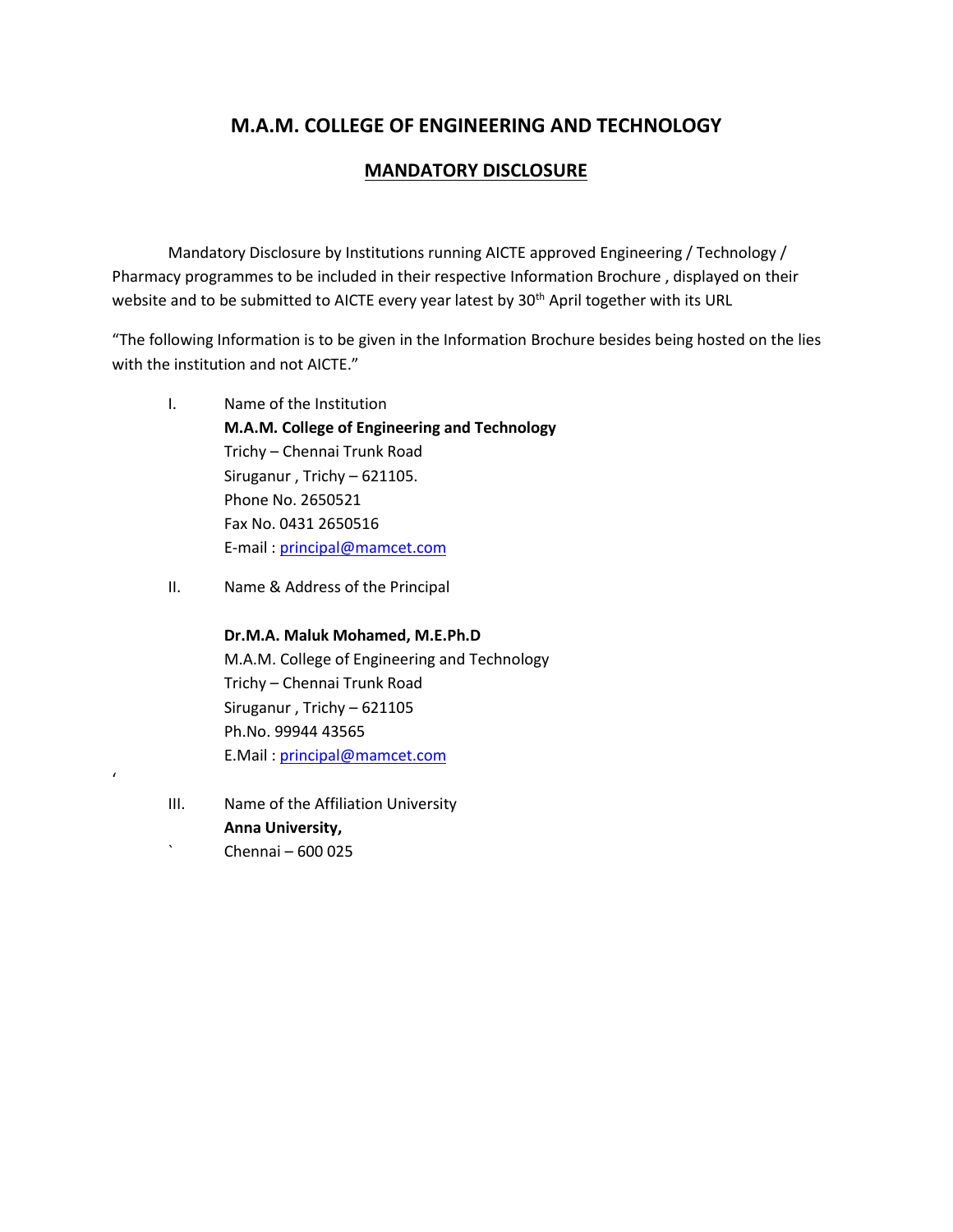# M.A.M. COLLEGE OF ENGINEERING AND TECHNOLOGY

## MANDATORY DISCLOSURE

Mandatory Disclosure by Institutions running AICTE approved Engineering / Technology / Pharmacy programmes to be included in their respective Information Brochure , displayed on their website and to be submitted to AICTE every year latest by 30th April together with its URL

"The following Information is to be given in the Information Brochure besides being hosted on the lies with the institution and not AICTE."

I. Name of the Institution
**M.A.M. College of Engineering and Technology**
Trichy – Chennai Trunk Road
Siruganur , Trichy – 621105.
Phone No. 2650521
Fax No. 0431 2650516
E-mail : principal@mamcet.com

II. Name & Address of the Principal

**Dr.M.A. Maluk Mohamed, M.E.Ph.D**
M.A.M. College of Engineering and Technology
Trichy – Chennai Trunk Road
Siruganur , Trichy – 621105
Ph.No. 99944 43565
E.Mail : principal@mamcet.com

III. Name of the Affiliation University
**Anna University,**
Chennai – 600 025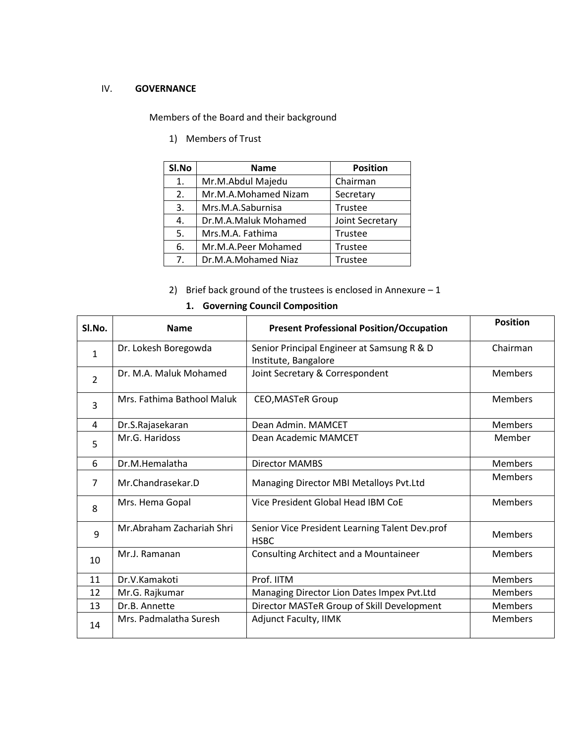## IV. GOVERNANCE

Members of the Board and their background

1) Members of Trust

| Sl.No | Name | Position |
|---|---|---|
| 1. | Mr.M.Abdul Majedu | Chairman |
| 2. | Mr.M.A.Mohamed Nizam | Secretary |
| 3. | Mrs.M.A.Saburnisa | Trustee |
| 4. | Dr.M.A.Maluk Mohamed | Joint Secretary |
| 5. | Mrs.M.A. Fathima | Trustee |
| 6. | Mr.M.A.Peer Mohamed | Trustee |
| 7. | Dr.M.A.Mohamed Niaz | Trustee |

2) Brief back ground of the trustees is enclosed in Annexure – 1

### 1. Governing Council Composition

| Sl.No. | Name | Present Professional Position/Occupation | Position |
|---|---|---|---|
| 1 | Dr. Lokesh Boregowda | Senior Principal Engineer at Samsung R & D Institute, Bangalore | Chairman |
| 2 | Dr. M.A. Maluk Mohamed | Joint Secretary & Correspondent | Members |
| 3 | Mrs. Fathima Bathool Maluk | CEO,MASTeR Group | Members |
| 4 | Dr.S.Rajasekaran | Dean Admin. MAMCET | Members |
| 5 | Mr.G. Haridoss | Dean Academic MAMCET | Member |
| 6 | Dr.M.Hemalatha | Director MAMBS | Members |
| 7 | Mr.Chandrasekar.D | Managing Director MBI Metalloys Pvt.Ltd | Members |
| 8 | Mrs. Hema Gopal | Vice President Global Head IBM CoE | Members |
| 9 | Mr.Abraham Zachariah Shri | Senior Vice President Learning Talent Dev.prof HSBC | Members |
| 10 | Mr.J. Ramanan | Consulting Architect and a Mountaineer | Members |
| 11 | Dr.V.Kamakoti | Prof. IITM | Members |
| 12 | Mr.G. Rajkumar | Managing Director Lion Dates Impex Pvt.Ltd | Members |
| 13 | Dr.B. Annette | Director MASTeR Group of Skill Development | Members |
| 14 | Mrs. Padmalatha Suresh | Adjunct Faculty, IIMK | Members |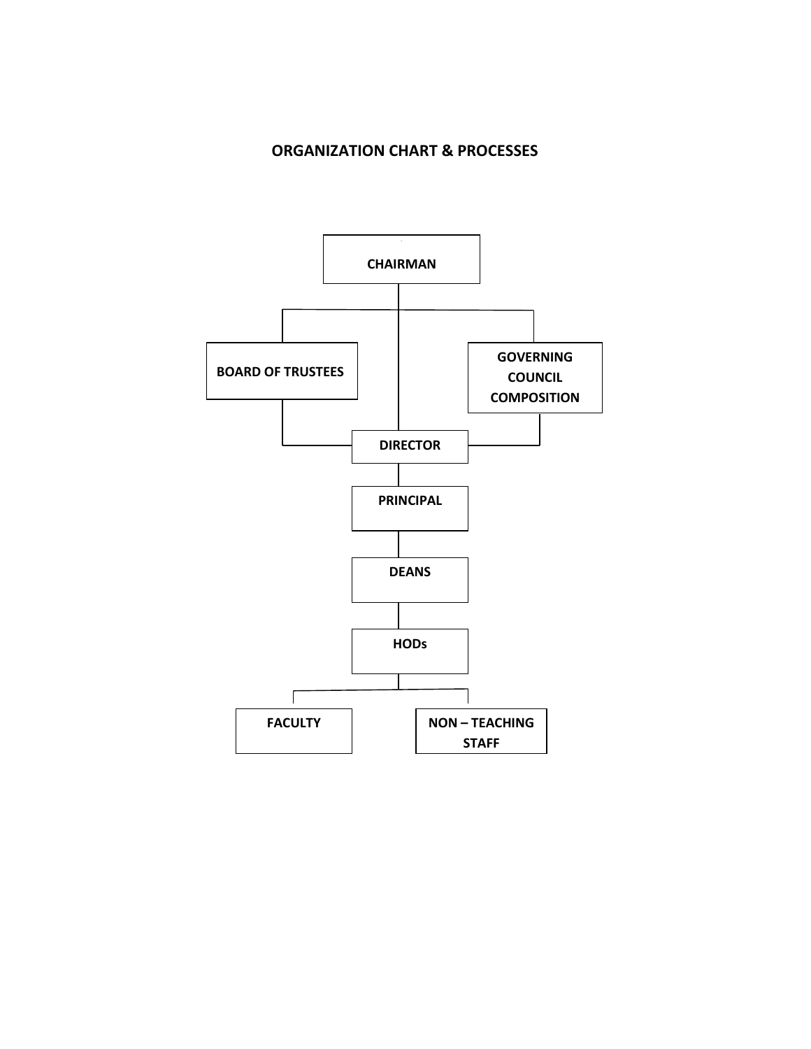## ORGANIZATION CHART & PROCESSES

CHAIRMAN

BOARD OF TRUSTEES

GOVERNING COUNCIL COMPOSITION

DIRECTOR

PRINCIPAL

DEANS

HODs

FACULTY

NON – TEACHING STAFF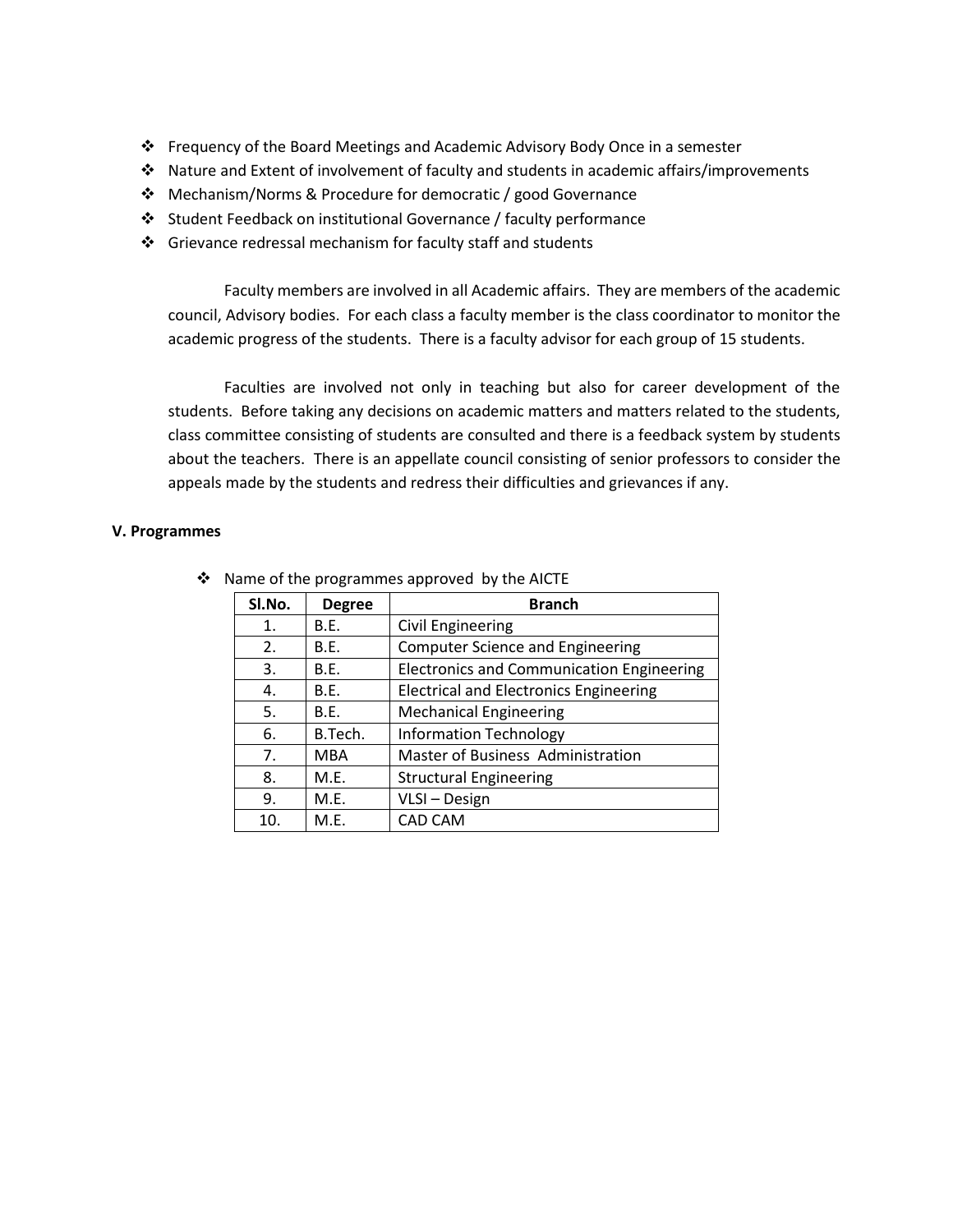- Frequency of the Board Meetings and Academic Advisory Body Once in a semester
- Nature and Extent of involvement of faculty and students in academic affairs/improvements
- Mechanism/Norms & Procedure for democratic / good Governance
- Student Feedback on institutional Governance / faculty performance
- Grievance redressal mechanism for faculty staff and students

Faculty members are involved in all Academic affairs. They are members of the academic council, Advisory bodies. For each class a faculty member is the class coordinator to monitor the academic progress of the students. There is a faculty advisor for each group of 15 students.

Faculties are involved not only in teaching but also for career development of the students. Before taking any decisions on academic matters and matters related to the students, class committee consisting of students are consulted and there is a feedback system by students about the teachers. There is an appellate council consisting of senior professors to consider the appeals made by the students and redress their difficulties and grievances if any.

**V. Programmes**

- Name of the programmes approved by the AICTE

| Sl.No. | Degree | Branch |
|---|---|---|
| 1. | B.E. | Civil Engineering |
| 2. | B.E. | Computer Science and Engineering |
| 3. | B.E. | Electronics and Communication Engineering |
| 4. | B.E. | Electrical and Electronics Engineering |
| 5. | B.E. | Mechanical Engineering |
| 6. | B.Tech. | Information Technology |
| 7. | MBA | Master of Business Administration |
| 8. | M.E. | Structural Engineering |
| 9. | M.E. | VLSI – Design |
| 10. | M.E. | CAD CAM |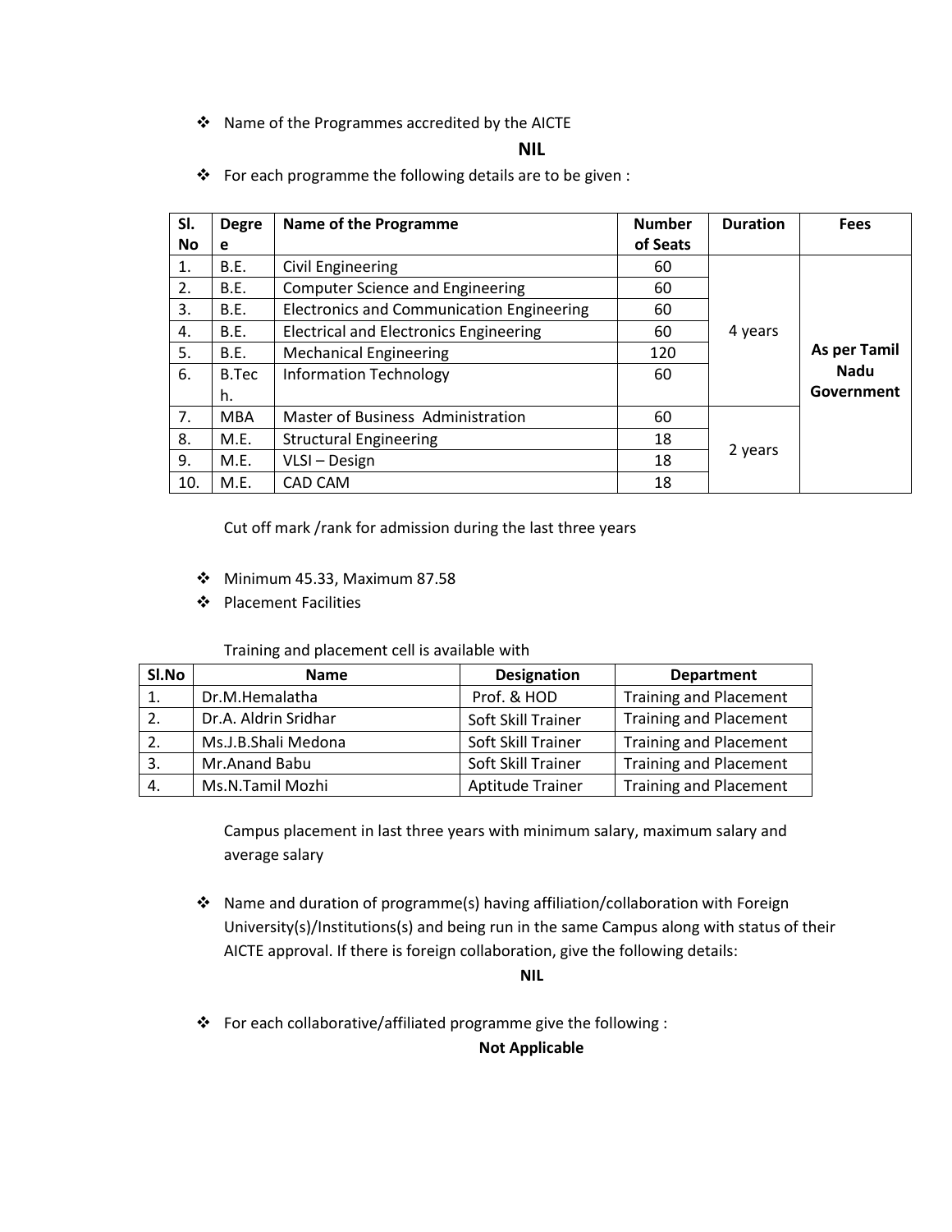- Name of the Programmes accredited by the AICTE

**NIL**

- For each programme the following details are to be given :

| Sl. No | Degree | Name of the Programme | Number of Seats | Duration | Fees |
|---|---|---|---|---|---|
| 1. | B.E. | Civil Engineering | 60 | 4 years | **As per Tamil Nadu Government** |
| 2. | B.E. | Computer Science and Engineering | 60 | | |
| 3. | B.E. | Electronics and Communication Engineering | 60 | | |
| 4. | B.E. | Electrical and Electronics Engineering | 60 | | |
| 5. | B.E. | Mechanical Engineering | 120 | | |
| 6. | B.Tech. | Information Technology | 60 | | |
| 7. | MBA | Master of Business Administration | 60 | 2 years | |
| 8. | M.E. | Structural Engineering | 18 | | |
| 9. | M.E. | VLSI – Design | 18 | | |
| 10. | M.E. | CAD CAM | 18 | | |

Cut off mark /rank for admission during the last three years

- Minimum 45.33, Maximum 87.58
- Placement Facilities

Training and placement cell is available with

| Sl.No | Name | Designation | Department |
|---|---|---|---|
| 1. | Dr.M.Hemalatha | Prof. & HOD | Training and Placement |
| 2. | Dr.A. Aldrin Sridhar | Soft Skill Trainer | Training and Placement |
| 2. | Ms.J.B.Shali Medona | Soft Skill Trainer | Training and Placement |
| 3. | Mr.Anand Babu | Soft Skill Trainer | Training and Placement |
| 4. | Ms.N.Tamil Mozhi | Aptitude Trainer | Training and Placement |

Campus placement in last three years with minimum salary, maximum salary and average salary

- Name and duration of programme(s) having affiliation/collaboration with Foreign University(s)/Institutions(s) and being run in the same Campus along with status of their AICTE approval. If there is foreign collaboration, give the following details:

**NIL**

- For each collaborative/affiliated programme give the following :

**Not Applicable**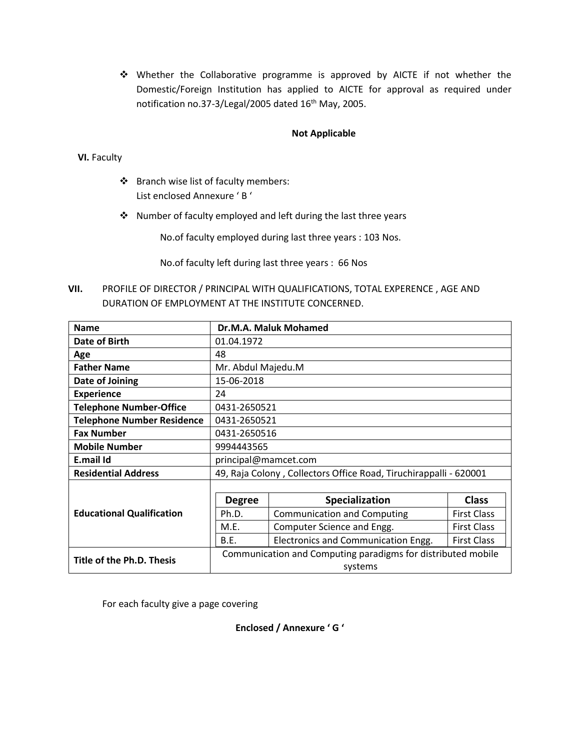- Whether the Collaborative programme is approved by AICTE if not whether the Domestic/Foreign Institution has applied to AICTE for approval as required under notification no.37-3/Legal/2005 dated 16th May, 2005.

**Not Applicable**

**VI.** Faculty

- Branch wise list of faculty members:
  List enclosed Annexure ' B '

- Number of faculty employed and left during the last three years

  No.of faculty employed during last three years : 103 Nos.

  No.of faculty left during last three years : 66 Nos

**VII.** PROFILE OF DIRECTOR / PRINCIPAL WITH QUALIFICATIONS, TOTAL EXPERIENCE , AGE AND DURATION OF EMPLOYMENT AT THE INSTITUTE CONCERNED.

| **Name** | **Dr.M.A. Maluk Mohamed** | | |
|---|---|---|---|
| **Date of Birth** | 01.04.1972 | | |
| **Age** | 48 | | |
| **Father Name** | Mr. Abdul Majedu.M | | |
| **Date of Joining** | 15-06-2018 | | |
| **Experience** | 24 | | |
| **Telephone Number-Office** | 0431-2650521 | | |
| **Telephone Number Residence** | 0431-2650521 | | |
| **Fax Number** | 0431-2650516 | | |
| **Mobile Number** | 9994443565 | | |
| **E.mail Id** | principal@mamcet.com | | |
| **Residential Address** | 49, Raja Colony , Collectors Office Road, Tiruchirappalli - 620001 | | |
| **Educational Qualification** | **Degree** | **Specialization** | **Class** |
| | Ph.D. | Communication and Computing | First Class |
| | M.E. | Computer Science and Engg. | First Class |
| | B.E. | Electronics and Communication Engg. | First Class |
| **Title of the Ph.D. Thesis** | Communication and Computing paradigms for distributed mobile systems | | |

For each faculty give a page covering

**Enclosed / Annexure ' G '**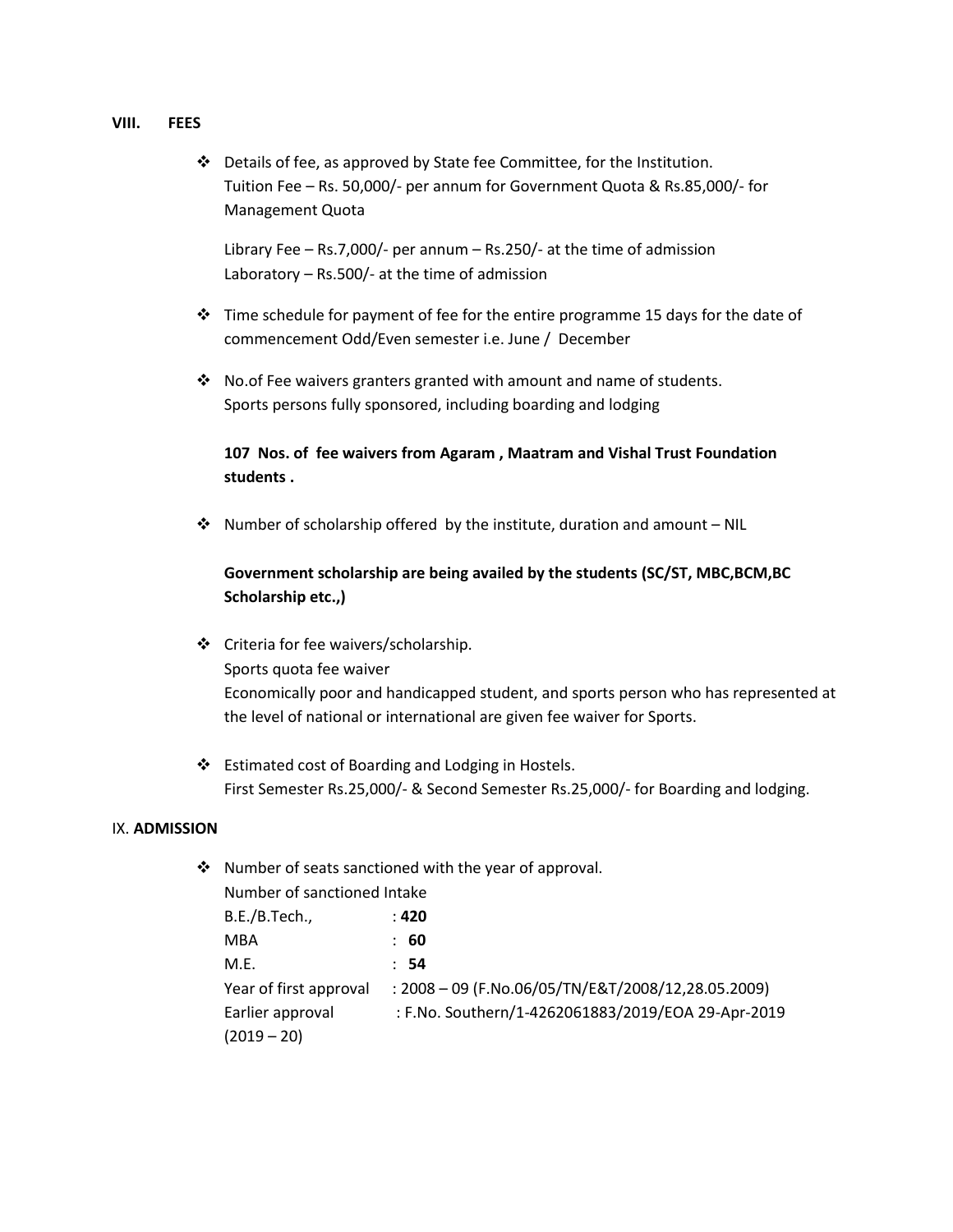## VIII. FEES

- Details of fee, as approved by State fee Committee, for the Institution.
  Tuition Fee – Rs. 50,000/- per annum for Government Quota & Rs.85,000/- for Management Quota

  Library Fee – Rs.7,000/- per annum – Rs.250/- at the time of admission
  Laboratory – Rs.500/- at the time of admission

- Time schedule for payment of fee for the entire programme 15 days for the date of commencement Odd/Even semester i.e. June / December

- No.of Fee waivers granters granted with amount and name of students.
  Sports persons fully sponsored, including boarding and lodging

  **107 Nos. of fee waivers from Agaram , Maatram and Vishal Trust Foundation students .**

- Number of scholarship offered by the institute, duration and amount – NIL

  **Government scholarship are being availed by the students (SC/ST, MBC,BCM,BC Scholarship etc.,)**

- Criteria for fee waivers/scholarship.
  Sports quota fee waiver
  Economically poor and handicapped student, and sports person who has represented at the level of national or international are given fee waiver for Sports.

- Estimated cost of Boarding and Lodging in Hostels.
  First Semester Rs.25,000/- & Second Semester Rs.25,000/- for Boarding and lodging.

## IX. ADMISSION

- Number of seats sanctioned with the year of approval.
  Number of sanctioned Intake

| | |
|---|---|
| B.E./B.Tech., | : **420** |
| MBA | : **60** |
| M.E. | : **54** |
| Year of first approval | : 2008 – 09 (F.No.06/05/TN/E&T/2008/12,28.05.2009) |
| Earlier approval (2019 – 20) | : F.No. Southern/1-4262061883/2019/EOA 29-Apr-2019 |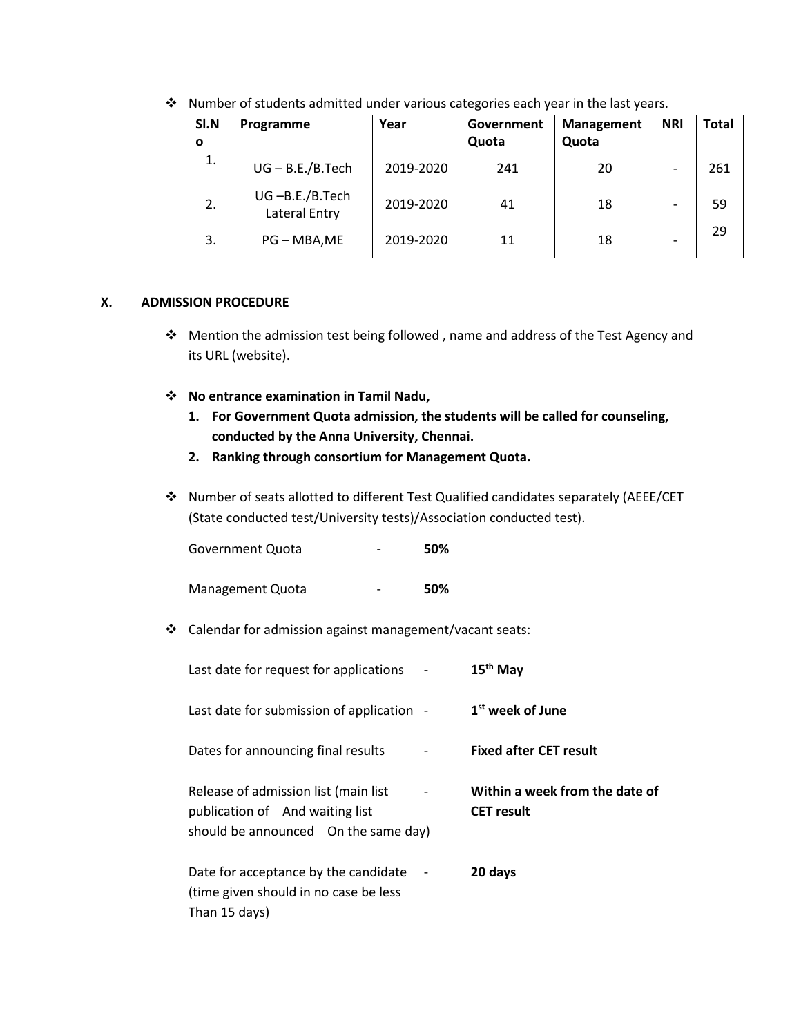- Number of students admitted under various categories each year in the last years.

| Sl.No | Programme | Year | Government Quota | Management Quota | NRI | Total |
|---|---|---|---|---|---|---|
| 1. | UG – B.E./B.Tech | 2019-2020 | 241 | 20 | - | 261 |
| 2. | UG –B.E./B.Tech Lateral Entry | 2019-2020 | 41 | 18 | - | 59 |
| 3. | PG – MBA,ME | 2019-2020 | 11 | 18 | - | 29 |

## X. ADMISSION PROCEDURE

- Mention the admission test being followed , name and address of the Test Agency and its URL (website).

- **No entrance examination in Tamil Nadu,**
  1. **For Government Quota admission, the students will be called for counseling, conducted by the Anna University, Chennai.**
  2. **Ranking through consortium for Management Quota.**

- Number of seats allotted to different Test Qualified candidates separately (AEEE/CET (State conducted test/University tests)/Association conducted test).

  Government Quota - **50%**

  Management Quota - **50%**

- Calendar for admission against management/vacant seats:

  Last date for request for applications - **15th May**

  Last date for submission of application - **1st week of June**

  Dates for announcing final results - **Fixed after CET result**

  Release of admission list (main list publication of And waiting list should be announced On the same day) - **Within a week from the date of CET result**

  Date for acceptance by the candidate (time given should in no case be less Than 15 days) - **20 days**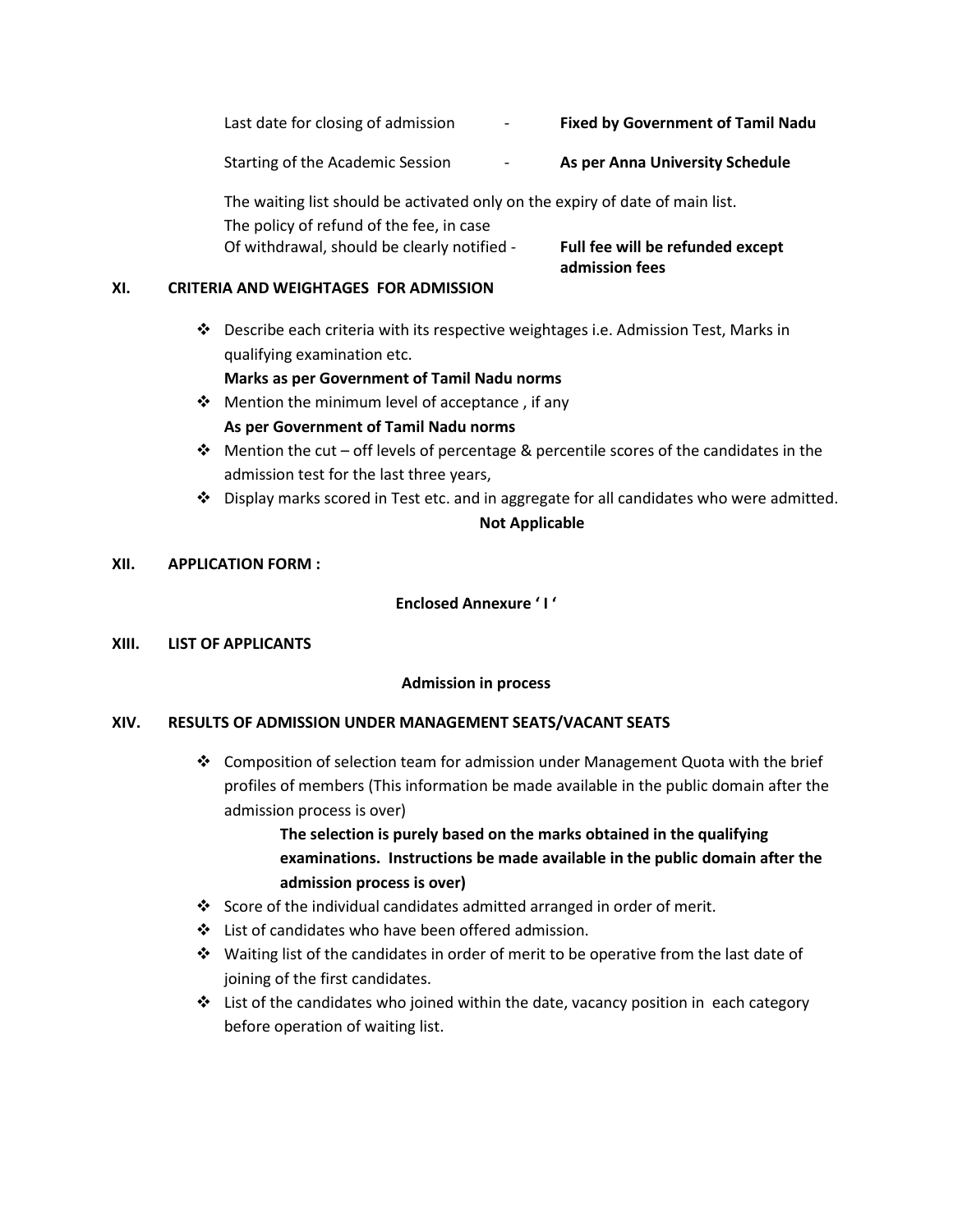Last date for closing of admission - **Fixed by Government of Tamil Nadu**

Starting of the Academic Session - **As per Anna University Schedule**

The waiting list should be activated only on the expiry of date of main list.

The policy of refund of the fee, in case
Of withdrawal, should be clearly notified - **Full fee will be refunded except admission fees**

## XI. CRITERIA AND WEIGHTAGES FOR ADMISSION

- Describe each criteria with its respective weightages i.e. Admission Test, Marks in qualifying examination etc.
  **Marks as per Government of Tamil Nadu norms**
- Mention the minimum level of acceptance , if any
  **As per Government of Tamil Nadu norms**
- Mention the cut – off levels of percentage & percentile scores of the candidates in the admission test for the last three years,
- Display marks scored in Test etc. and in aggregate for all candidates who were admitted.

**Not Applicable**

## XII. APPLICATION FORM :

**Enclosed Annexure ' I '**

## XIII. LIST OF APPLICANTS

**Admission in process**

## XIV. RESULTS OF ADMISSION UNDER MANAGEMENT SEATS/VACANT SEATS

- Composition of selection team for admission under Management Quota with the brief profiles of members (This information be made available in the public domain after the admission process is over)

  **The selection is purely based on the marks obtained in the qualifying examinations. Instructions be made available in the public domain after the admission process is over)**
- Score of the individual candidates admitted arranged in order of merit.
- List of candidates who have been offered admission.
- Waiting list of the candidates in order of merit to be operative from the last date of joining of the first candidates.
- List of the candidates who joined within the date, vacancy position in each category before operation of waiting list.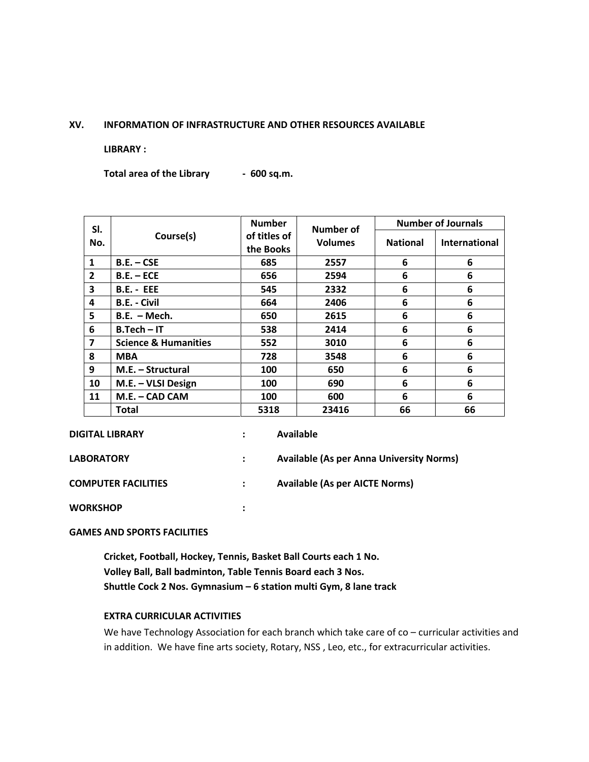## XV. INFORMATION OF INFRASTRUCTURE AND OTHER RESOURCES AVAILABLE

**LIBRARY :**

**Total area of the Library - 600 sq.m.**

| Sl. No. | Course(s) | Number of titles of the Books | Number of Volumes | Number of Journals | |
|---|---|---|---|---|---|
| | | | | National | International |
| 1 | B.E. – CSE | 685 | 2557 | 6 | 6 |
| 2 | B.E. – ECE | 656 | 2594 | 6 | 6 |
| 3 | B.E. - EEE | 545 | 2332 | 6 | 6 |
| 4 | B.E. - Civil | 664 | 2406 | 6 | 6 |
| 5 | B.E. – Mech. | 650 | 2615 | 6 | 6 |
| 6 | B.Tech – IT | 538 | 2414 | 6 | 6 |
| 7 | Science & Humanities | 552 | 3010 | 6 | 6 |
| 8 | MBA | 728 | 3548 | 6 | 6 |
| 9 | M.E. – Structural | 100 | 650 | 6 | 6 |
| 10 | M.E. – VLSI Design | 100 | 690 | 6 | 6 |
| 11 | M.E. – CAD CAM | 100 | 600 | 6 | 6 |
| | Total | 5318 | 23416 | 66 | 66 |

**DIGITAL LIBRARY : Available**

**LABORATORY : Available (As per Anna University Norms)**

**COMPUTER FACILITIES : Available (As per AICTE Norms)**

**WORKSHOP :**

**GAMES AND SPORTS FACILITIES**

**Cricket, Football, Hockey, Tennis, Basket Ball Courts each 1 No.**
**Volley Ball, Ball badminton, Table Tennis Board each 3 Nos.**
**Shuttle Cock 2 Nos. Gymnasium – 6 station multi Gym, 8 lane track**

**EXTRA CURRICULAR ACTIVITIES**

We have Technology Association for each branch which take care of co – curricular activities and in addition. We have fine arts society, Rotary, NSS , Leo, etc., for extracurricular activities.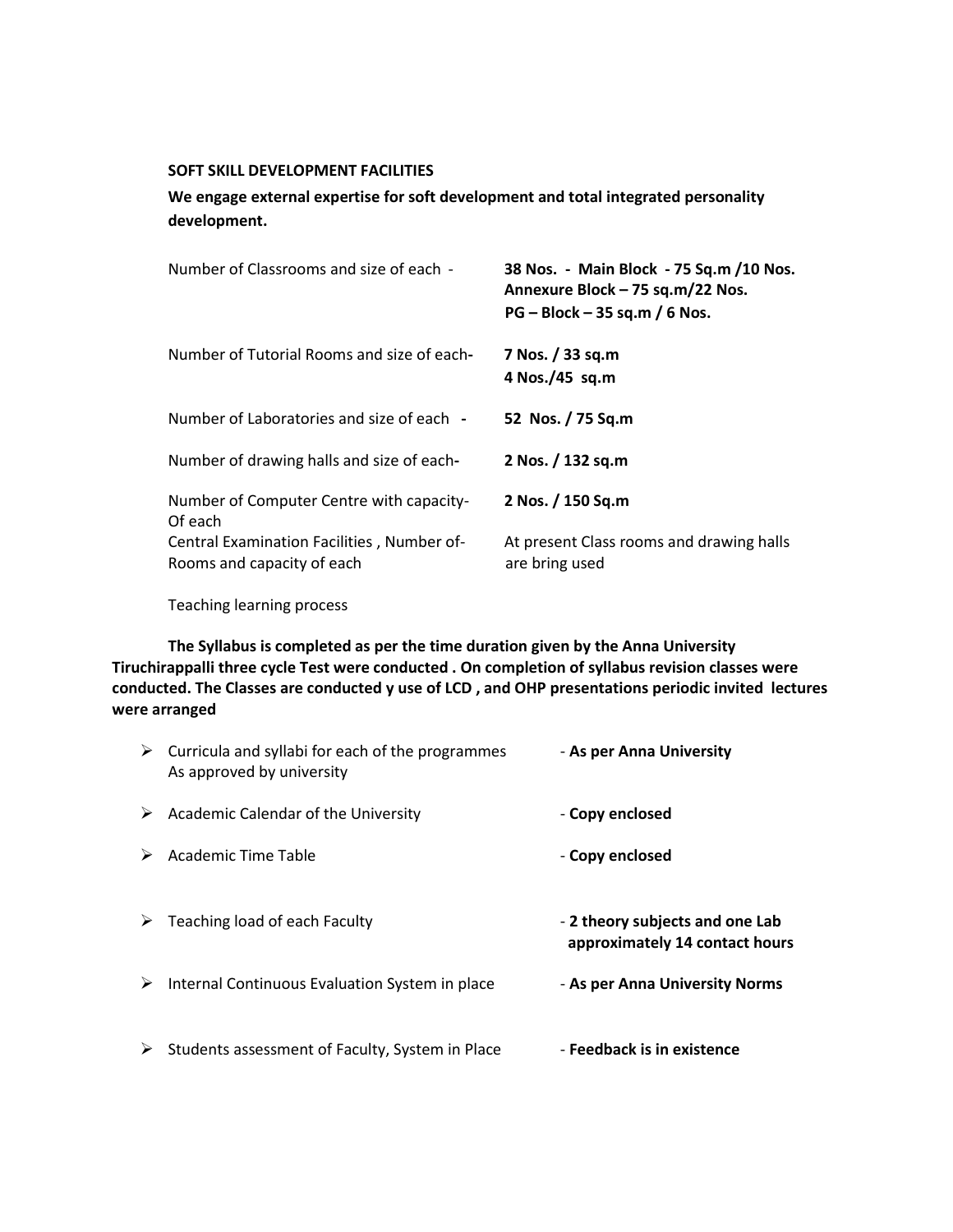**SOFT SKILL DEVELOPMENT FACILITIES**

**We engage external expertise for soft development and total integrated personality development.**

| | |
|---|---|
| Number of Classrooms and size of each - | **38 Nos. - Main Block - 75 Sq.m /10 Nos. Annexure Block – 75 sq.m/22 Nos. PG – Block – 35 sq.m / 6 Nos.** |
| Number of Tutorial Rooms and size of each- | **7 Nos. / 33 sq.m 4 Nos./45 sq.m** |
| Number of Laboratories and size of each - | **52 Nos. / 75 Sq.m** |
| Number of drawing halls and size of each- | **2 Nos. / 132 sq.m** |
| Number of Computer Centre with capacity- Of each | **2 Nos. / 150 Sq.m** |
| Central Examination Facilities , Number of- Rooms and capacity of each | At present Class rooms and drawing halls are bring used |

Teaching learning process

**The Syllabus is completed as per the time duration given by the Anna University Tiruchirappalli three cycle Test were conducted . On completion of syllabus revision classes were conducted. The Classes are conducted y use of LCD , and OHP presentations periodic invited lectures were arranged**

- Curricula and syllabi for each of the programmes As approved by university - **As per Anna University**
- Academic Calendar of the University - **Copy enclosed**
- Academic Time Table - **Copy enclosed**
- Teaching load of each Faculty - **2 theory subjects and one Lab approximately 14 contact hours**
- Internal Continuous Evaluation System in place - **As per Anna University Norms**
- Students assessment of Faculty, System in Place - **Feedback is in existence**